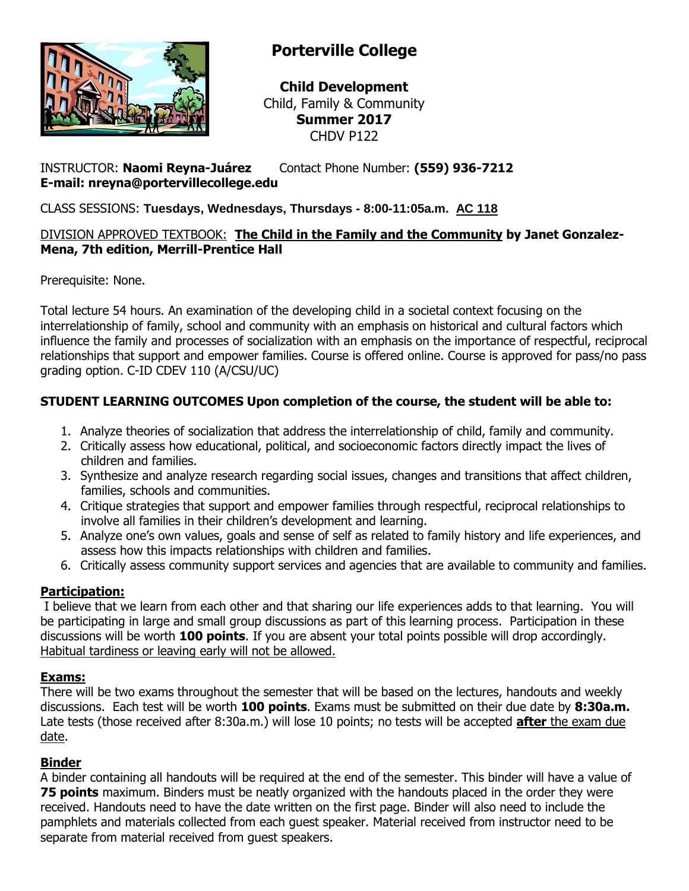# Porterville College

**Child Development**
Child, Family & Community
**Summer 2017**
CHDV P122

INSTRUCTOR: **Naomi Reyna-Juárez** Contact Phone Number: **(559) 936-7212**
**E-mail: nreyna@portervillecollege.edu**

CLASS SESSIONS: **Tuesdays, Wednesdays, Thursdays - 8:00-11:05a.m.** **AC 118**

DIVISION APPROVED TEXTBOOK: **The Child in the Family and the Community by Janet Gonzalez-Mena, 7th edition, Merrill-Prentice Hall**

Prerequisite: None.

Total lecture 54 hours. An examination of the developing child in a societal context focusing on the interrelationship of family, school and community with an emphasis on historical and cultural factors which influence the family and processes of socialization with an emphasis on the importance of respectful, reciprocal relationships that support and empower families. Course is offered online. Course is approved for pass/no pass grading option. C-ID CDEV 110 (A/CSU/UC)

**STUDENT LEARNING OUTCOMES Upon completion of the course, the student will be able to:**

1. Analyze theories of socialization that address the interrelationship of child, family and community.
2. Critically assess how educational, political, and socioeconomic factors directly impact the lives of children and families.
3. Synthesize and analyze research regarding social issues, changes and transitions that affect children, families, schools and communities.
4. Critique strategies that support and empower families through respectful, reciprocal relationships to involve all families in their children's development and learning.
5. Analyze one's own values, goals and sense of self as related to family history and life experiences, and assess how this impacts relationships with children and families.
6. Critically assess community support services and agencies that are available to community and families.

## Participation:

I believe that we learn from each other and that sharing our life experiences adds to that learning. You will be participating in large and small group discussions as part of this learning process. Participation in these discussions will be worth **100 points**. If you are absent your total points possible will drop accordingly. Habitual tardiness or leaving early will not be allowed.

## Exams:

There will be two exams throughout the semester that will be based on the lectures, handouts and weekly discussions. Each test will be worth **100 points**. Exams must be submitted on their due date by **8:30a.m.** Late tests (those received after 8:30a.m.) will lose 10 points; no tests will be accepted **after** the exam due date.

## Binder

A binder containing all handouts will be required at the end of the semester. This binder will have a value of **75 points** maximum. Binders must be neatly organized with the handouts placed in the order they were received. Handouts need to have the date written on the first page. Binder will also need to include the pamphlets and materials collected from each guest speaker. Material received from instructor need to be separate from material received from guest speakers.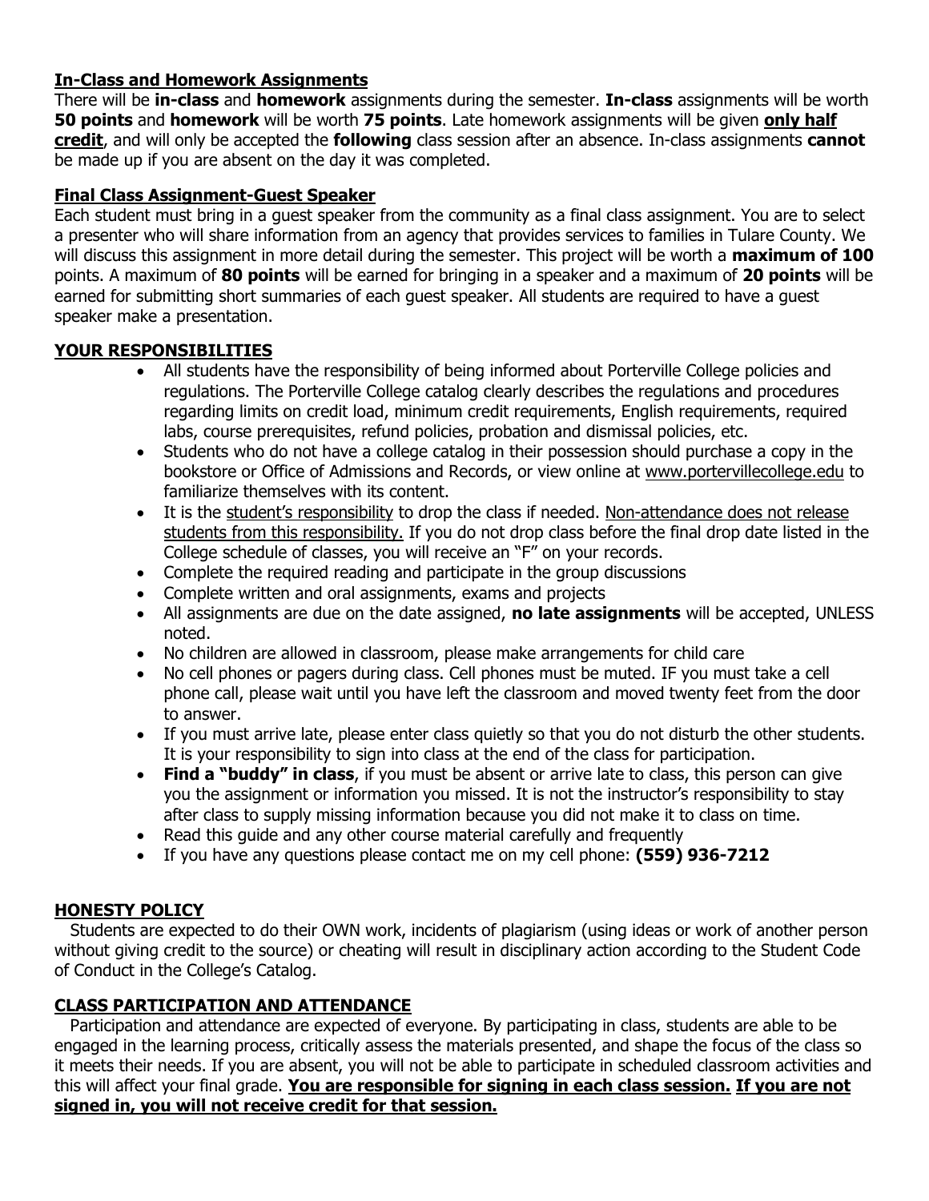## In-Class and Homework Assignments

There will be **in-class** and **homework** assignments during the semester. **In-class** assignments will be worth **50 points** and **homework** will be worth **75 points**. Late homework assignments will be given **only half credit**, and will only be accepted the **following** class session after an absence. In-class assignments **cannot** be made up if you are absent on the day it was completed.

## Final Class Assignment-Guest Speaker

Each student must bring in a guest speaker from the community as a final class assignment. You are to select a presenter who will share information from an agency that provides services to families in Tulare County. We will discuss this assignment in more detail during the semester. This project will be worth a **maximum of 100** points. A maximum of **80 points** will be earned for bringing in a speaker and a maximum of **20 points** will be earned for submitting short summaries of each guest speaker. All students are required to have a guest speaker make a presentation.

## YOUR RESPONSIBILITIES

- All students have the responsibility of being informed about Porterville College policies and regulations. The Porterville College catalog clearly describes the regulations and procedures regarding limits on credit load, minimum credit requirements, English requirements, required labs, course prerequisites, refund policies, probation and dismissal policies, etc.
- Students who do not have a college catalog in their possession should purchase a copy in the bookstore or Office of Admissions and Records, or view online at www.portervillecollege.edu to familiarize themselves with its content.
- It is the student's responsibility to drop the class if needed. Non-attendance does not release students from this responsibility. If you do not drop class before the final drop date listed in the College schedule of classes, you will receive an "F" on your records.
- Complete the required reading and participate in the group discussions
- Complete written and oral assignments, exams and projects
- All assignments are due on the date assigned, **no late assignments** will be accepted, UNLESS noted.
- No children are allowed in classroom, please make arrangements for child care
- No cell phones or pagers during class. Cell phones must be muted. IF you must take a cell phone call, please wait until you have left the classroom and moved twenty feet from the door to answer.
- If you must arrive late, please enter class quietly so that you do not disturb the other students. It is your responsibility to sign into class at the end of the class for participation.
- **Find a "buddy" in class**, if you must be absent or arrive late to class, this person can give you the assignment or information you missed. It is not the instructor's responsibility to stay after class to supply missing information because you did not make it to class on time.
- Read this guide and any other course material carefully and frequently
- If you have any questions please contact me on my cell phone: **(559) 936-7212**

## HONESTY POLICY

Students are expected to do their OWN work, incidents of plagiarism (using ideas or work of another person without giving credit to the source) or cheating will result in disciplinary action according to the Student Code of Conduct in the College's Catalog.

## CLASS PARTICIPATION AND ATTENDANCE

Participation and attendance are expected of everyone. By participating in class, students are able to be engaged in the learning process, critically assess the materials presented, and shape the focus of the class so it meets their needs. If you are absent, you will not be able to participate in scheduled classroom activities and this will affect your final grade. **You are responsible for signing in each class session. If you are not signed in, you will not receive credit for that session.**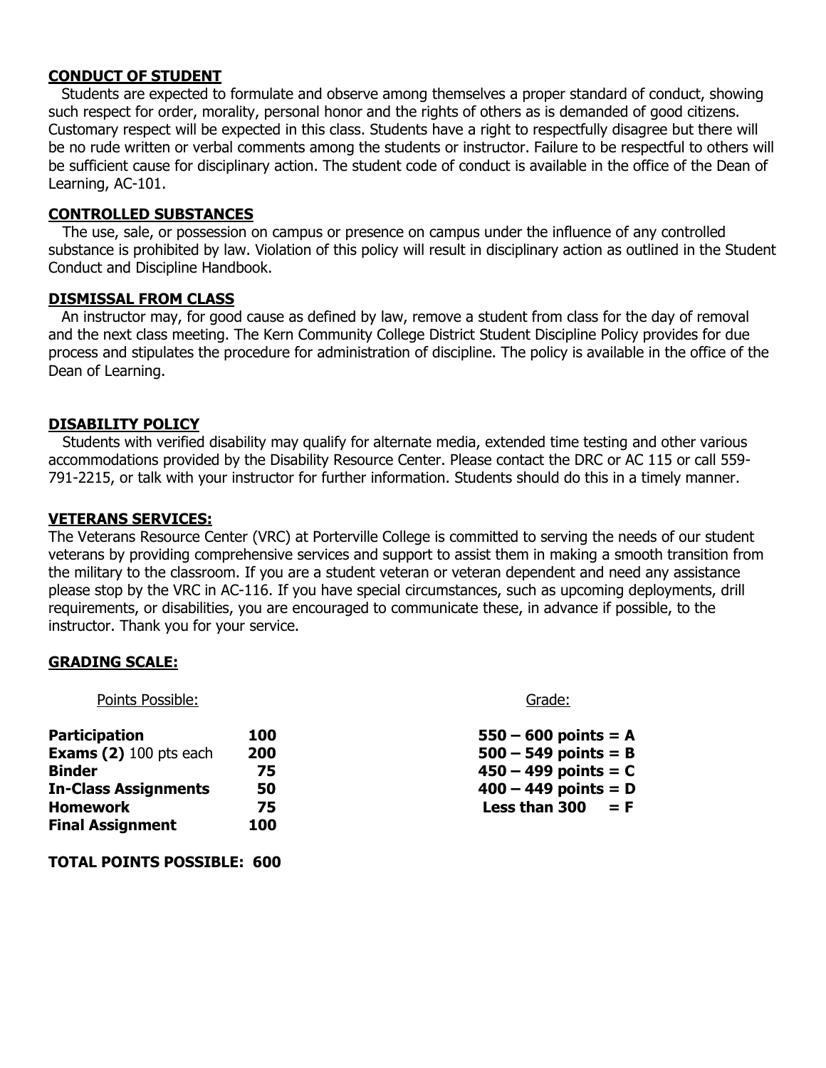## CONDUCT OF STUDENT

Students are expected to formulate and observe among themselves a proper standard of conduct, showing such respect for order, morality, personal honor and the rights of others as is demanded of good citizens. Customary respect will be expected in this class. Students have a right to respectfully disagree but there will be no rude written or verbal comments among the students or instructor. Failure to be respectful to others will be sufficient cause for disciplinary action. The student code of conduct is available in the office of the Dean of Learning, AC-101.

## CONTROLLED SUBSTANCES

The use, sale, or possession on campus or presence on campus under the influence of any controlled substance is prohibited by law. Violation of this policy will result in disciplinary action as outlined in the Student Conduct and Discipline Handbook.

## DISMISSAL FROM CLASS

An instructor may, for good cause as defined by law, remove a student from class for the day of removal and the next class meeting. The Kern Community College District Student Discipline Policy provides for due process and stipulates the procedure for administration of discipline. The policy is available in the office of the Dean of Learning.

## DISABILITY POLICY

Students with verified disability may qualify for alternate media, extended time testing and other various accommodations provided by the Disability Resource Center. Please contact the DRC or AC 115 or call 559-791-2215, or talk with your instructor for further information. Students should do this in a timely manner.

## VETERANS SERVICES:

The Veterans Resource Center (VRC) at Porterville College is committed to serving the needs of our student veterans by providing comprehensive services and support to assist them in making a smooth transition from the military to the classroom. If you are a student veteran or veteran dependent and need any assistance please stop by the VRC in AC-116. If you have special circumstances, such as upcoming deployments, drill requirements, or disabilities, you are encouraged to communicate these, in advance if possible, to the instructor. Thank you for your service.

## GRADING SCALE:

| Points Possible: | | Grade: |
|---|---|---|
| **Participation** | **100** | **550 – 600 points = A** |
| **Exams (2)** 100 pts each | **200** | **500 – 549 points = B** |
| **Binder** | **75** | **450 – 499 points = C** |
| **In-Class Assignments** | **50** | **400 – 449 points = D** |
| **Homework** | **75** | **Less than 300 = F** |
| **Final Assignment** | **100** | |

**TOTAL POINTS POSSIBLE: 600**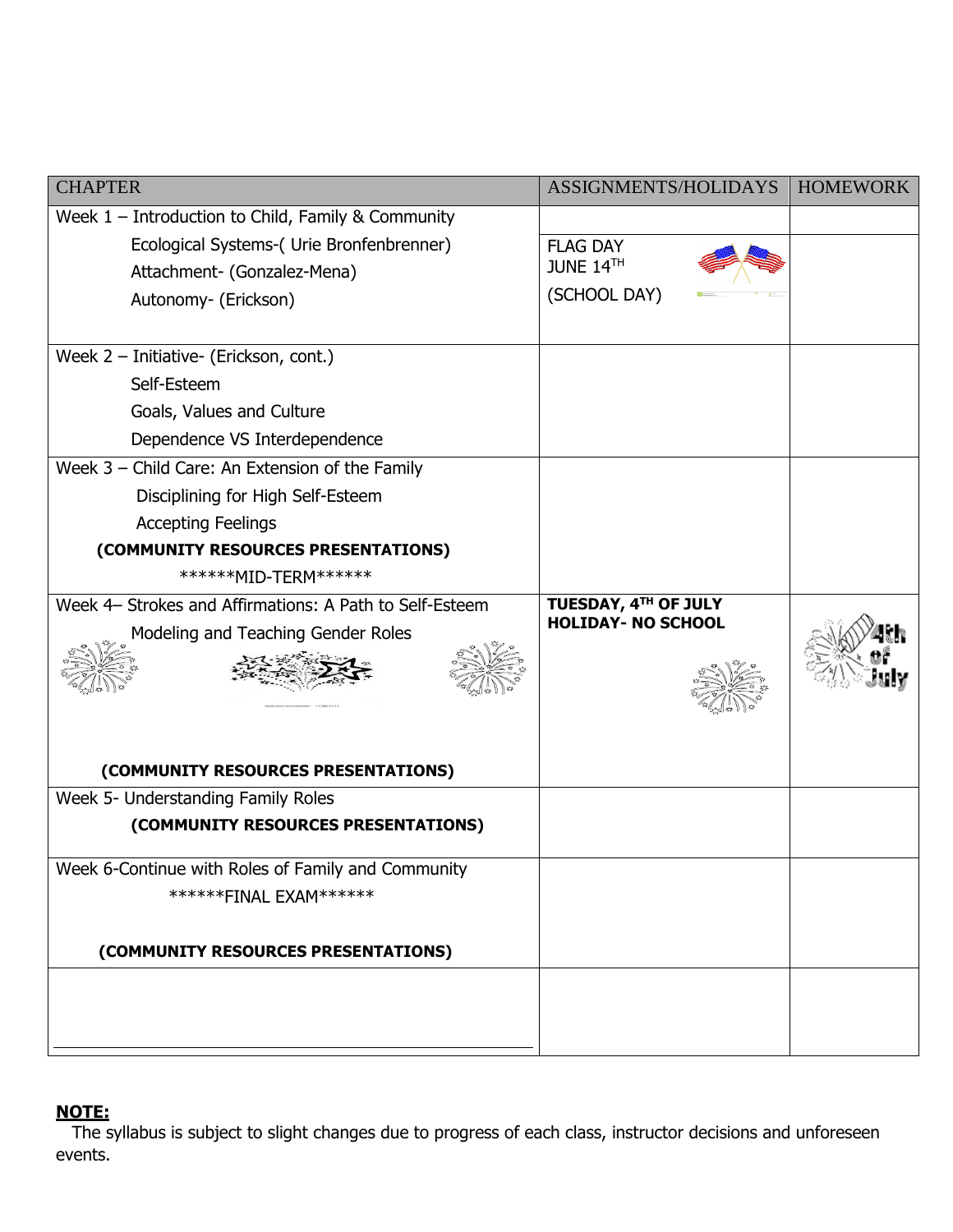| CHAPTER | ASSIGNMENTS/HOLIDAYS | HOMEWORK |
| --- | --- | --- |
| Week 1 – Introduction to Child, Family & Community | | |
| Ecological Systems-( Urie Bronfenbrenner)<br>Attachment- (Gonzalez-Mena)<br>Autonomy- (Erickson) | FLAG DAY<br>JUNE 14TH<br>(SCHOOL DAY) | |
| Week 2 – Initiative- (Erickson, cont.)<br>Self-Esteem<br>Goals, Values and Culture<br>Dependence VS Interdependence | | |
| Week 3 – Child Care: An Extension of the Family<br>Disciplining for High Self-Esteem<br>Accepting Feelings<br>**(COMMUNITY RESOURCES PRESENTATIONS)**<br>******MID-TERM****** | | |
| Week 4– Strokes and Affirmations: A Path to Self-Esteem<br>Modeling and Teaching Gender Roles<br>**(COMMUNITY RESOURCES PRESENTATIONS)** | **TUESDAY, 4TH OF JULY HOLIDAY- NO SCHOOL** | 4th of July |
| Week 5- Understanding Family Roles<br>**(COMMUNITY RESOURCES PRESENTATIONS)** | | |
| Week 6-Continue with Roles of Family and Community<br>******FINAL EXAM******<br>**(COMMUNITY RESOURCES PRESENTATIONS)** | | |
| | | |

**NOTE:**

The syllabus is subject to slight changes due to progress of each class, instructor decisions and unforeseen events.